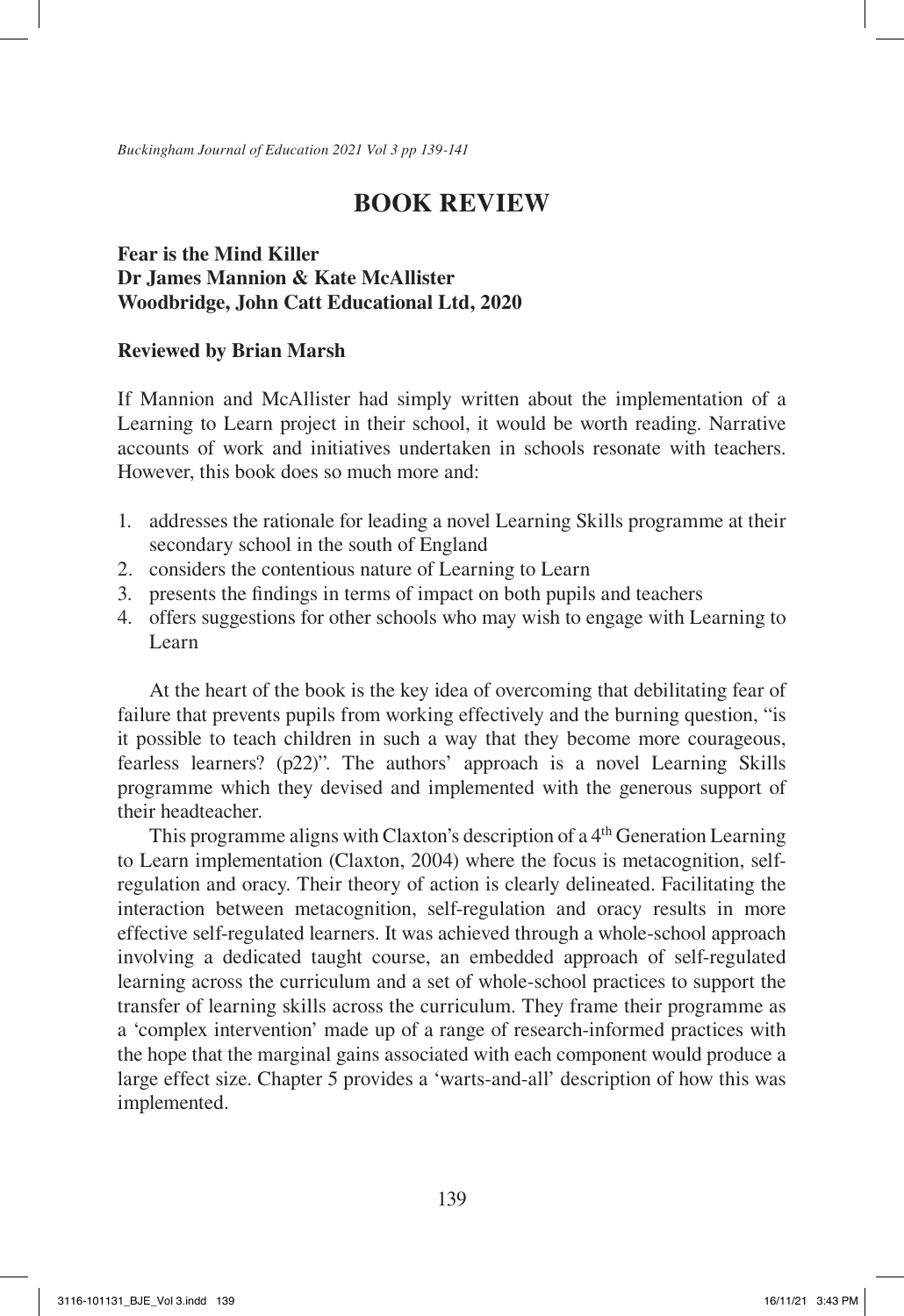# BOOK REVIEW

**Fear is the Mind Killer**
**Dr James Mannion & Kate McAllister**
**Woodbridge, John Catt Educational Ltd, 2020**

**Reviewed by Brian Marsh**

If Mannion and McAllister had simply written about the implementation of a Learning to Learn project in their school, it would be worth reading. Narrative accounts of work and initiatives undertaken in schools resonate with teachers. However, this book does so much more and:

1. addresses the rationale for leading a novel Learning Skills programme at their secondary school in the south of England
2. considers the contentious nature of Learning to Learn
3. presents the findings in terms of impact on both pupils and teachers
4. offers suggestions for other schools who may wish to engage with Learning to Learn

At the heart of the book is the key idea of overcoming that debilitating fear of failure that prevents pupils from working effectively and the burning question, "is it possible to teach children in such a way that they become more courageous, fearless learners? (p22)". The authors' approach is a novel Learning Skills programme which they devised and implemented with the generous support of their headteacher.

This programme aligns with Claxton's description of a 4th Generation Learning to Learn implementation (Claxton, 2004) where the focus is metacognition, self-regulation and oracy. Their theory of action is clearly delineated. Facilitating the interaction between metacognition, self-regulation and oracy results in more effective self-regulated learners. It was achieved through a whole-school approach involving a dedicated taught course, an embedded approach of self-regulated learning across the curriculum and a set of whole-school practices to support the transfer of learning skills across the curriculum. They frame their programme as a 'complex intervention' made up of a range of research-informed practices with the hope that the marginal gains associated with each component would produce a large effect size. Chapter 5 provides a 'warts-and-all' description of how this was implemented.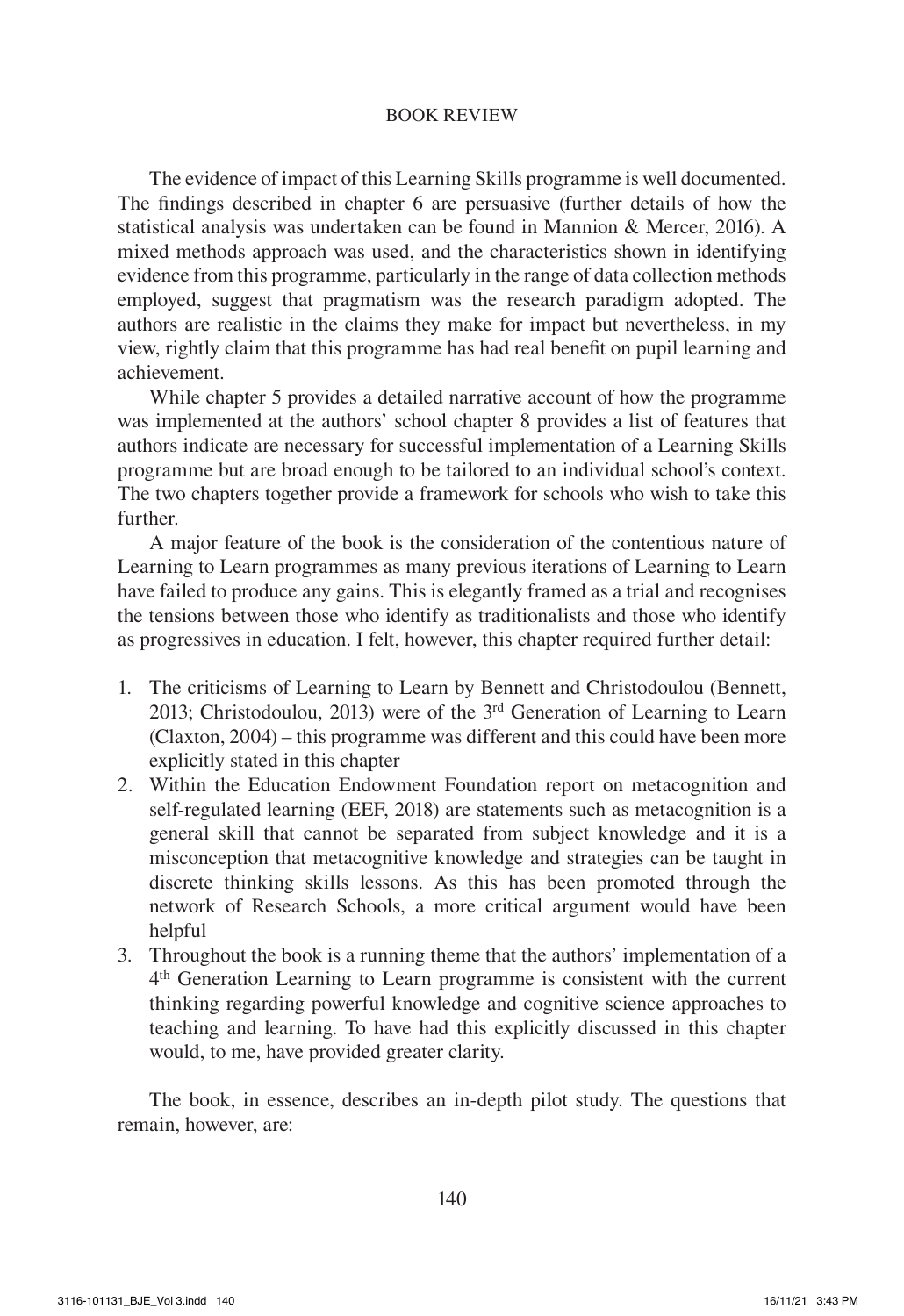The evidence of impact of this Learning Skills programme is well documented. The findings described in chapter 6 are persuasive (further details of how the statistical analysis was undertaken can be found in Mannion & Mercer, 2016). A mixed methods approach was used, and the characteristics shown in identifying evidence from this programme, particularly in the range of data collection methods employed, suggest that pragmatism was the research paradigm adopted. The authors are realistic in the claims they make for impact but nevertheless, in my view, rightly claim that this programme has had real benefit on pupil learning and achievement.

While chapter 5 provides a detailed narrative account of how the programme was implemented at the authors' school chapter 8 provides a list of features that authors indicate are necessary for successful implementation of a Learning Skills programme but are broad enough to be tailored to an individual school's context. The two chapters together provide a framework for schools who wish to take this further.

A major feature of the book is the consideration of the contentious nature of Learning to Learn programmes as many previous iterations of Learning to Learn have failed to produce any gains. This is elegantly framed as a trial and recognises the tensions between those who identify as traditionalists and those who identify as progressives in education. I felt, however, this chapter required further detail:

1. The criticisms of Learning to Learn by Bennett and Christodoulou (Bennett, 2013; Christodoulou, 2013) were of the 3rd Generation of Learning to Learn (Claxton, 2004) – this programme was different and this could have been more explicitly stated in this chapter
2. Within the Education Endowment Foundation report on metacognition and self-regulated learning (EEF, 2018) are statements such as metacognition is a general skill that cannot be separated from subject knowledge and it is a misconception that metacognitive knowledge and strategies can be taught in discrete thinking skills lessons. As this has been promoted through the network of Research Schools, a more critical argument would have been helpful
3. Throughout the book is a running theme that the authors' implementation of a 4th Generation Learning to Learn programme is consistent with the current thinking regarding powerful knowledge and cognitive science approaches to teaching and learning. To have had this explicitly discussed in this chapter would, to me, have provided greater clarity.

The book, in essence, describes an in-depth pilot study. The questions that remain, however, are: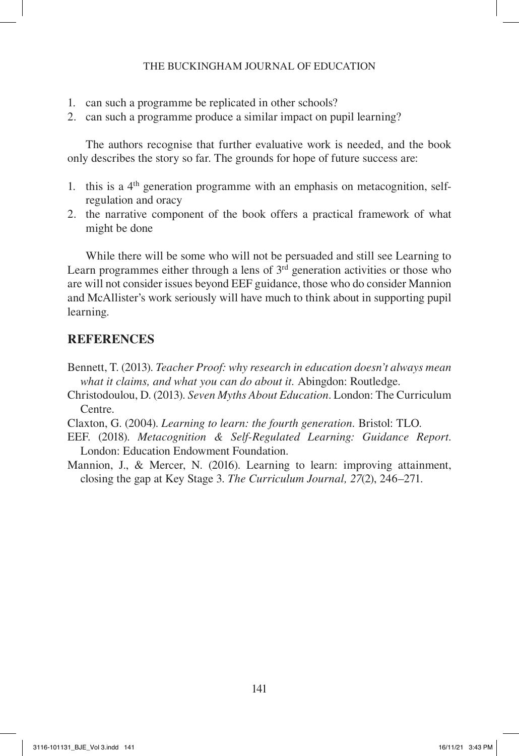1. can such a programme be replicated in other schools?
2. can such a programme produce a similar impact on pupil learning?

The authors recognise that further evaluative work is needed, and the book only describes the story so far. The grounds for hope of future success are:

1. this is a 4th generation programme with an emphasis on metacognition, self-regulation and oracy
2. the narrative component of the book offers a practical framework of what might be done

While there will be some who will not be persuaded and still see Learning to Learn programmes either through a lens of 3rd generation activities or those who are will not consider issues beyond EEF guidance, those who do consider Mannion and McAllister's work seriously will have much to think about in supporting pupil learning.

## REFERENCES

Bennett, T. (2013). *Teacher Proof: why research in education doesn't always mean what it claims, and what you can do about it.* Abingdon: Routledge.

Christodoulou, D. (2013). *Seven Myths About Education*. London: The Curriculum Centre.

Claxton, G. (2004). *Learning to learn: the fourth generation.* Bristol: TLO.

EEF. (2018). *Metacognition & Self-Regulated Learning: Guidance Report*. London: Education Endowment Foundation.

Mannion, J., & Mercer, N. (2016). Learning to learn: improving attainment, closing the gap at Key Stage 3. *The Curriculum Journal, 27*(2), 246–271.